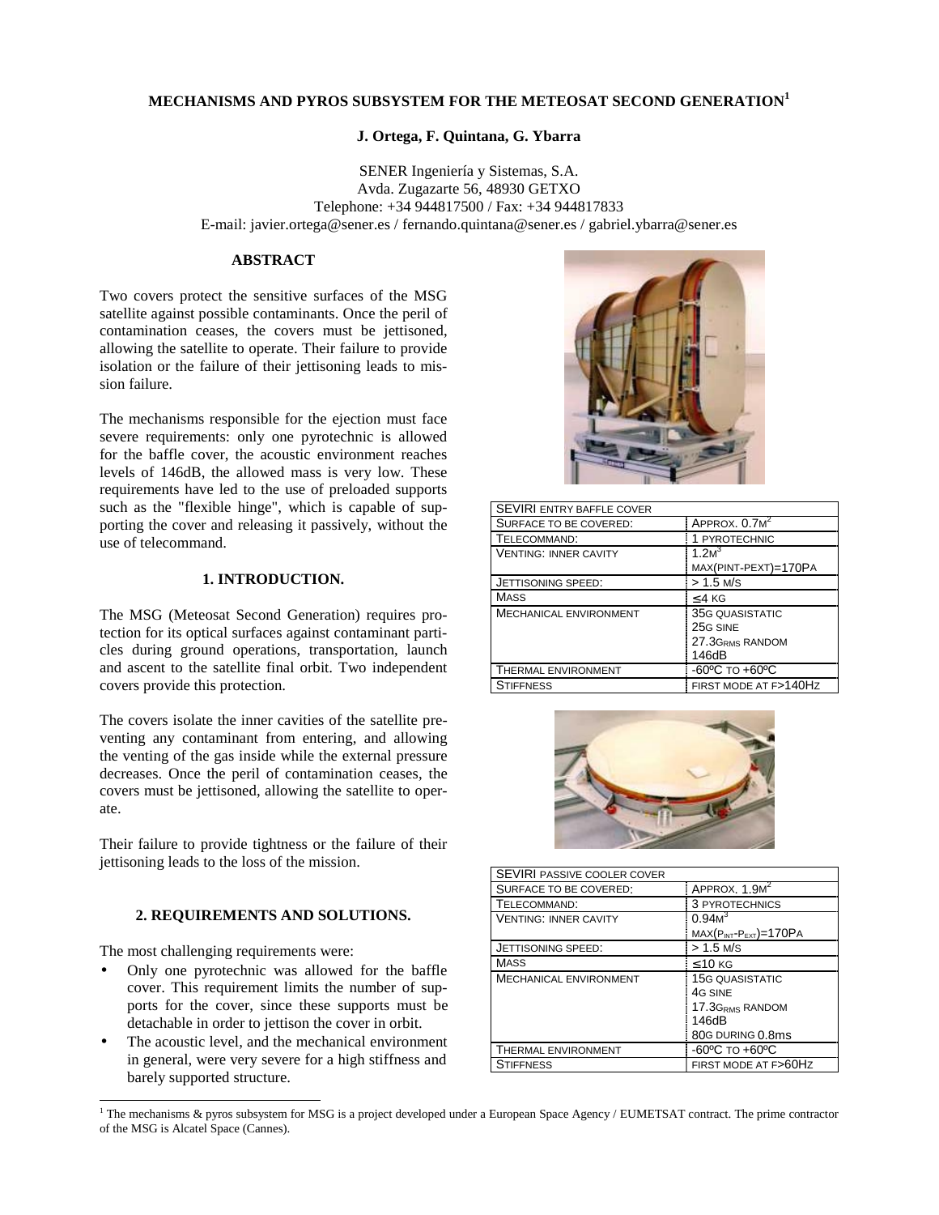# MECHANISMS AND PYROS SUBSYSTEM FOR THE METEOSAT SECOND GENERATION[1]

**J. Ortega, F. Quintana, G. Ybarra**

SENER Ingeniería y Sistemas, S.A.
Avda. Zugazarte 56, 48930 GETXO
Telephone: +34 944817500 / Fax: +34 944817833
E-mail: javier.ortega@sener.es / fernando.quintana@sener.es / gabriel.ybarra@sener.es

## ABSTRACT

Two covers protect the sensitive surfaces of the MSG satellite against possible contaminants. Once the peril of contamination ceases, the covers must be jettisoned, allowing the satellite to operate. Their failure to provide isolation or the failure of their jettisoning leads to mission failure.

The mechanisms responsible for the ejection must face severe requirements: only one pyrotechnic is allowed for the baffle cover, the acoustic environment reaches levels of 146dB, the allowed mass is very low. These requirements have led to the use of preloaded supports such as the "flexible hinge", which is capable of supporting the cover and releasing it passively, without the use of telecommand.

## 1. INTRODUCTION.

The MSG (Meteosat Second Generation) requires protection for its optical surfaces against contaminant particles during ground operations, transportation, launch and ascent to the satellite final orbit. Two independent covers provide this protection.

The covers isolate the inner cavities of the satellite preventing any contaminant from entering, and allowing the venting of the gas inside while the external pressure decreases. Once the peril of contamination ceases, the covers must be jettisoned, allowing the satellite to operate.

Their failure to provide tightness or the failure of their jettisoning leads to the loss of the mission.

## 2. REQUIREMENTS AND SOLUTIONS.

The most challenging requirements were:

- Only one pyrotechnic was allowed for the baffle cover. This requirement limits the number of supports for the cover, since these supports must be detachable in order to jettison the cover in orbit.
- The acoustic level, and the mechanical environment in general, were very severe for a high stiffness and barely supported structure.

| SEVIRI ENTRY BAFFLE COVER | |
|---|---|
| SURFACE TO BE COVERED: | APPROX. $0.7M^2$ |
| TELECOMMAND: | 1 PYROTECHNIC |
| VENTING: INNER CAVITY | $1.2M^3$<br>MAX(PINT-PEXT)=170PA |
| JETTISONING SPEED: | > 1.5 M/S |
| MASS | ≤4 KG |
| MECHANICAL ENVIRONMENT | 35G QUASISTATIC<br>25G SINE<br>$27.3G_{RMS}$ RANDOM<br>146dB |
| THERMAL ENVIRONMENT | -60ºC TO +60ºC |
| STIFFNESS | FIRST MODE AT F>140HZ |

| SEVIRI PASSIVE COOLER COVER | |
|---|---|
| SURFACE TO BE COVERED: | APPROX. $1.9M^2$ |
| TELECOMMAND: | 3 PYROTECHNICS |
| VENTING: INNER CAVITY | $0.94M^3$<br>$MAX(P_{INT}-P_{EXT})$=170PA |
| JETTISONING SPEED: | > 1.5 M/S |
| MASS | ≤10 KG |
| MECHANICAL ENVIRONMENT | 15G QUASISTATIC<br>4G SINE<br>$17.3G_{RMS}$ RANDOM<br>146dB<br>80G DURING 0.8ms |
| THERMAL ENVIRONMENT | -60ºC TO +60ºC |
| STIFFNESS | FIRST MODE AT F>60HZ |

[1] The mechanisms & pyros subsystem for MSG is a project developed under a European Space Agency / EUMETSAT contract. The prime contractor of the MSG is Alcatel Space (Cannes).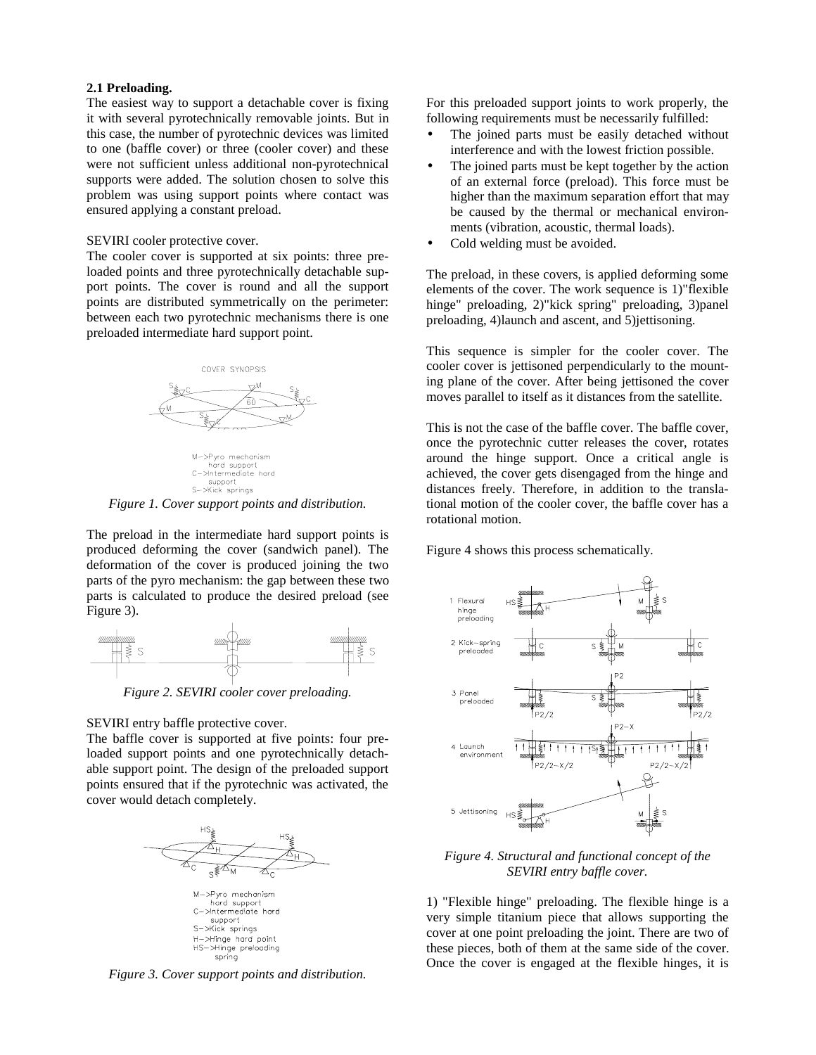### 2.1 Preloading.

The easiest way to support a detachable cover is fixing it with several pyrotechnically removable joints. But in this case, the number of pyrotechnic devices was limited to one (baffle cover) or three (cooler cover) and these were not sufficient unless additional non-pyrotechnical supports were added. The solution chosen to solve this problem was using support points where contact was ensured applying a constant preload.

SEVIRI cooler protective cover.

The cooler cover is supported at six points: three preloaded points and three pyrotechnically detachable support points. The cover is round and all the support points are distributed symmetrically on the perimeter: between each two pyrotechnic mechanisms there is one preloaded intermediate hard support point.

*Figure 1. Cover support points and distribution.*

The preload in the intermediate hard support points is produced deforming the cover (sandwich panel). The deformation of the cover is produced joining the two parts of the pyro mechanism: the gap between these two parts is calculated to produce the desired preload (see Figure 3).

*Figure 2. SEVIRI cooler cover preloading.*

SEVIRI entry baffle protective cover.

The baffle cover is supported at five points: four preloaded support points and one pyrotechnically detachable support point. The design of the preloaded support points ensured that if the pyrotechnic was activated, the cover would detach completely.

*Figure 3. Cover support points and distribution.*

For this preloaded support joints to work properly, the following requirements must be necessarily fulfilled:

- The joined parts must be easily detached without interference and with the lowest friction possible.
- The joined parts must be kept together by the action of an external force (preload). This force must be higher than the maximum separation effort that may be caused by the thermal or mechanical environments (vibration, acoustic, thermal loads).
- Cold welding must be avoided.

The preload, in these covers, is applied deforming some elements of the cover. The work sequence is 1)"flexible hinge" preloading, 2)"kick spring" preloading, 3)panel preloading, 4)launch and ascent, and 5)jettisoning.

This sequence is simpler for the cooler cover. The cooler cover is jettisoned perpendicularly to the mounting plane of the cover. After being jettisoned the cover moves parallel to itself as it distances from the satellite.

This is not the case of the baffle cover. The baffle cover, once the pyrotechnic cutter releases the cover, rotates around the hinge support. Once a critical angle is achieved, the cover gets disengaged from the hinge and distances freely. Therefore, in addition to the translational motion of the cooler cover, the baffle cover has a rotational motion.

Figure 4 shows this process schematically.

*Figure 4. Structural and functional concept of the SEVIRI entry baffle cover.*

1) "Flexible hinge" preloading. The flexible hinge is a very simple titanium piece that allows supporting the cover at one point preloading the joint. There are two of these pieces, both of them at the same side of the cover. Once the cover is engaged at the flexible hinges, it is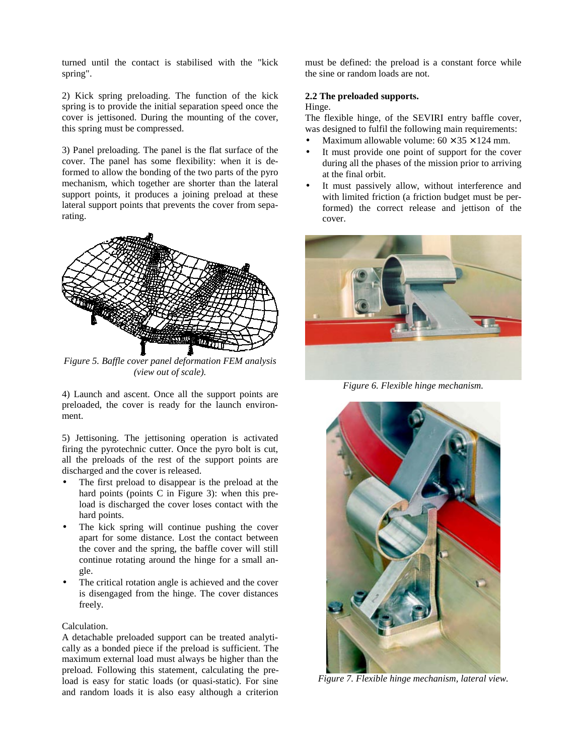turned until the contact is stabilised with the "kick spring".

2) Kick spring preloading. The function of the kick spring is to provide the initial separation speed once the cover is jettisoned. During the mounting of the cover, this spring must be compressed.

3) Panel preloading. The panel is the flat surface of the cover. The panel has some flexibility: when it is deformed to allow the bonding of the two parts of the pyro mechanism, which together are shorter than the lateral support points, it produces a joining preload at these lateral support points that prevents the cover from separating.

*Figure 5. Baffle cover panel deformation FEM analysis (view out of scale).*

4) Launch and ascent. Once all the support points are preloaded, the cover is ready for the launch environment.

5) Jettisoning. The jettisoning operation is activated firing the pyrotechnic cutter. Once the pyro bolt is cut, all the preloads of the rest of the support points are discharged and the cover is released.

- The first preload to disappear is the preload at the hard points (points C in Figure 3): when this preload is discharged the cover loses contact with the hard points.
- The kick spring will continue pushing the cover apart for some distance. Lost the contact between the cover and the spring, the baffle cover will still continue rotating around the hinge for a small angle.
- The critical rotation angle is achieved and the cover is disengaged from the hinge. The cover distances freely.

Calculation.

A detachable preloaded support can be treated analytically as a bonded piece if the preload is sufficient. The maximum external load must always be higher than the preload. Following this statement, calculating the preload is easy for static loads (or quasi-static). For sine and random loads it is also easy although a criterion must be defined: the preload is a constant force while the sine or random loads are not.

### 2.2 The preloaded supports.

Hinge.

The flexible hinge, of the SEVIRI entry baffle cover, was designed to fulfil the following main requirements:

- Maximum allowable volume: $60 \times 35 \times 124$ mm.
- It must provide one point of support for the cover during all the phases of the mission prior to arriving at the final orbit.
- It must passively allow, without interference and with limited friction (a friction budget must be performed) the correct release and jettison of the cover.

*Figure 6. Flexible hinge mechanism.*

*Figure 7. Flexible hinge mechanism, lateral view.*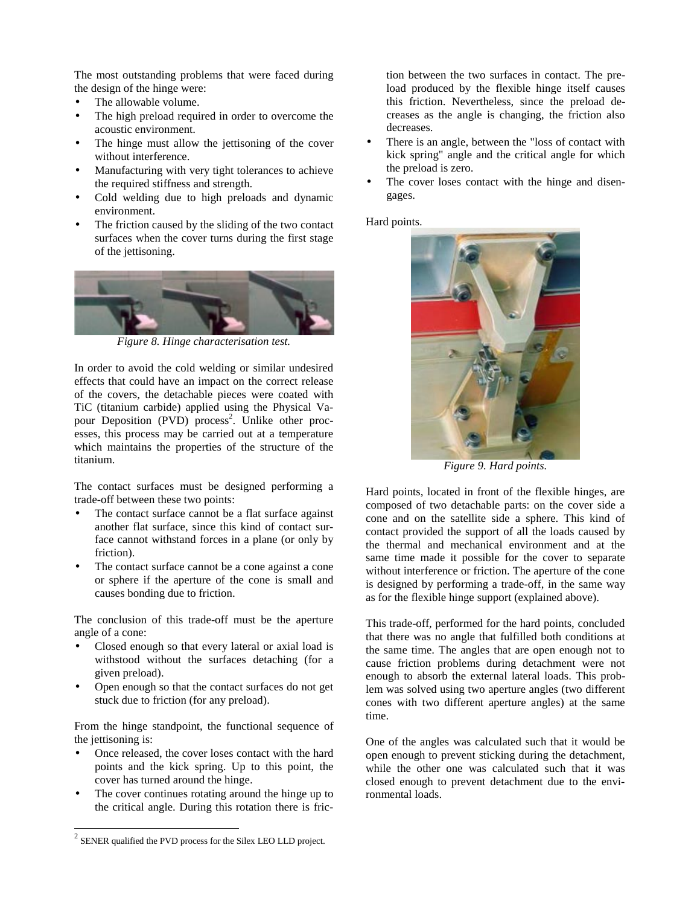The most outstanding problems that were faced during the design of the hinge were:

- The allowable volume.
- The high preload required in order to overcome the acoustic environment.
- The hinge must allow the jettisoning of the cover without interference.
- Manufacturing with very tight tolerances to achieve the required stiffness and strength.
- Cold welding due to high preloads and dynamic environment.
- The friction caused by the sliding of the two contact surfaces when the cover turns during the first stage of the jettisoning.

*Figure 8. Hinge characterisation test.*

In order to avoid the cold welding or similar undesired effects that could have an impact on the correct release of the covers, the detachable pieces were coated with TiC (titanium carbide) applied using the Physical Vapour Deposition (PVD) process[2]. Unlike other processes, this process may be carried out at a temperature which maintains the properties of the structure of the titanium.

The contact surfaces must be designed performing a trade-off between these two points:

- The contact surface cannot be a flat surface against another flat surface, since this kind of contact surface cannot withstand forces in a plane (or only by friction).
- The contact surface cannot be a cone against a cone or sphere if the aperture of the cone is small and causes bonding due to friction.

The conclusion of this trade-off must be the aperture angle of a cone:

- Closed enough so that every lateral or axial load is withstood without the surfaces detaching (for a given preload).
- Open enough so that the contact surfaces do not get stuck due to friction (for any preload).

From the hinge standpoint, the functional sequence of the jettisoning is:

- Once released, the cover loses contact with the hard points and the kick spring. Up to this point, the cover has turned around the hinge.
- The cover continues rotating around the hinge up to the critical angle. During this rotation there is friction between the two surfaces in contact. The preload produced by the flexible hinge itself causes this friction. Nevertheless, since the preload decreases as the angle is changing, the friction also decreases.
- There is an angle, between the "loss of contact with kick spring" angle and the critical angle for which the preload is zero.
- The cover loses contact with the hinge and disengages.

Hard points.

*Figure 9. Hard points.*

Hard points, located in front of the flexible hinges, are composed of two detachable parts: on the cover side a cone and on the satellite side a sphere. This kind of contact provided the support of all the loads caused by the thermal and mechanical environment and at the same time made it possible for the cover to separate without interference or friction. The aperture of the cone is designed by performing a trade-off, in the same way as for the flexible hinge support (explained above).

This trade-off, performed for the hard points, concluded that there was no angle that fulfilled both conditions at the same time. The angles that are open enough not to cause friction problems during detachment were not enough to absorb the external lateral loads. This problem was solved using two aperture angles (two different cones with two different aperture angles) at the same time.

One of the angles was calculated such that it would be open enough to prevent sticking during the detachment, while the other one was calculated such that it was closed enough to prevent detachment due to the environmental loads.

[2] SENER qualified the PVD process for the Silex LEO LLD project.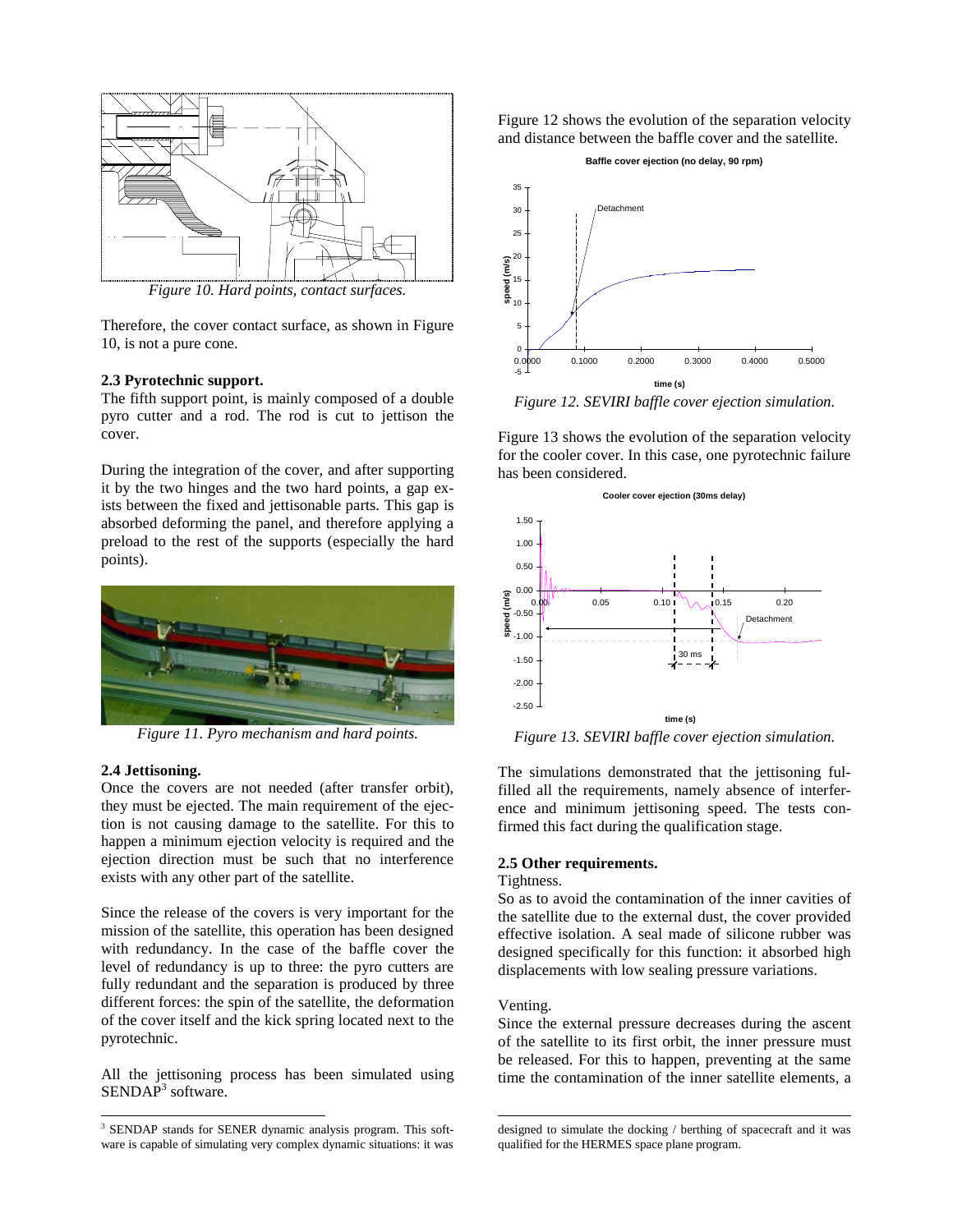*Figure 10. Hard points, contact surfaces.*

Therefore, the cover contact surface, as shown in Figure 10, is not a pure cone.

**2.3 Pyrotechnic support.**

The fifth support point, is mainly composed of a double pyro cutter and a rod. The rod is cut to jettison the cover.

During the integration of the cover, and after supporting it by the two hinges and the two hard points, a gap exists between the fixed and jettisonable parts. This gap is absorbed deforming the panel, and therefore applying a preload to the rest of the supports (especially the hard points).

*Figure 11. Pyro mechanism and hard points.*

**2.4 Jettisoning.**

Once the covers are not needed (after transfer orbit), they must be ejected. The main requirement of the ejection is not causing damage to the satellite. For this to happen a minimum ejection velocity is required and the ejection direction must be such that no interference exists with any other part of the satellite.

Since the release of the covers is very important for the mission of the satellite, this operation has been designed with redundancy. In the case of the baffle cover the level of redundancy is up to three: the pyro cutters are fully redundant and the separation is produced by three different forces: the spin of the satellite, the deformation of the cover itself and the kick spring located next to the pyrotechnic.

All the jettisoning process has been simulated using SENDAP[3] software.

Figure 12 shows the evolution of the separation velocity and distance between the baffle cover and the satellite.

*Figure 12. SEVIRI baffle cover ejection simulation.*

Figure 13 shows the evolution of the separation velocity for the cooler cover. In this case, one pyrotechnic failure has been considered.

*Figure 13. SEVIRI baffle cover ejection simulation.*

The simulations demonstrated that the jettisoning fulfilled all the requirements, namely absence of interference and minimum jettisoning speed. The tests confirmed this fact during the qualification stage.

**2.5 Other requirements.**

Tightness.

So as to avoid the contamination of the inner cavities of the satellite due to the external dust, the cover provided effective isolation. A seal made of silicone rubber was designed specifically for this function: it absorbed high displacements with low sealing pressure variations.

Venting.

Since the external pressure decreases during the ascent of the satellite to its first orbit, the inner pressure must be released. For this to happen, preventing at the same time the contamination of the inner satellite elements, a

---

[3] SENDAP stands for SENER dynamic analysis program. This software is capable of simulating very complex dynamic situations: it was designed to simulate the docking / berthing of spacecraft and it was qualified for the HERMES space plane program.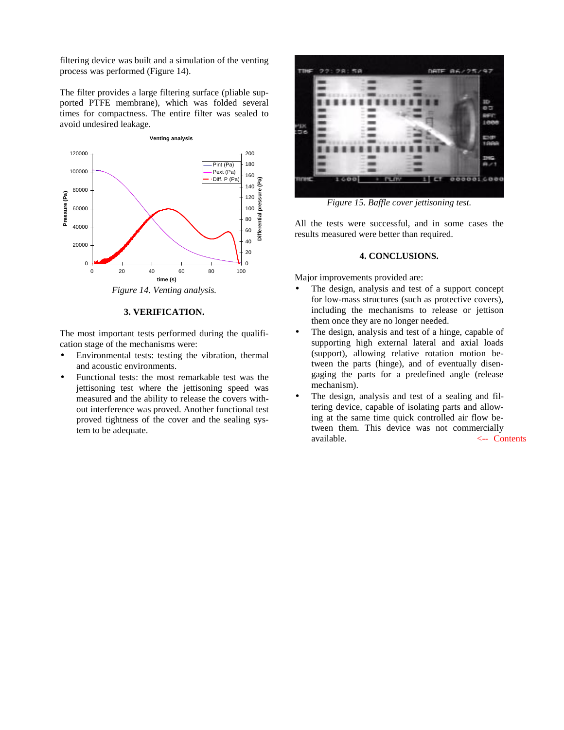filtering device was built and a simulation of the venting process was performed (Figure 14).

The filter provides a large filtering surface (pliable supported PTFE membrane), which was folded several times for compactness. The entire filter was sealed to avoid undesired leakage.

Venting analysis

Pressure (Pa)
120000
100000
80000
60000
40000
20000
0

Differential pressure (Pa)
200
180
160
140
120
100
80
60
40
20
0

time (s)
0
20
40
60
80
100

Pint (Pa)
Pext (Pa)
Diff. P (Pa)

*Figure 14. Venting analysis.*

## 3. VERIFICATION.

The most important tests performed during the qualification stage of the mechanisms were:

- Environmental tests: testing the vibration, thermal and acoustic environments.
- Functional tests: the most remarkable test was the jettisoning test where the jettisoning speed was measured and the ability to release the covers without interference was proved. Another functional test proved tightness of the cover and the sealing system to be adequate.

*Figure 15. Baffle cover jettisoning test.*

All the tests were successful, and in some cases the results measured were better than required.

## 4. CONCLUSIONS.

Major improvements provided are:

- The design, analysis and test of a support concept for low-mass structures (such as protective covers), including the mechanisms to release or jettison them once they are no longer needed.
- The design, analysis and test of a hinge, capable of supporting high external lateral and axial loads (support), allowing relative rotation motion between the parts (hinge), and of eventually disengaging the parts for a predefined angle (release mechanism).
- The design, analysis and test of a sealing and filtering device, capable of isolating parts and allowing at the same time quick controlled air flow between them. This device was not commercially available.

<-- Contents